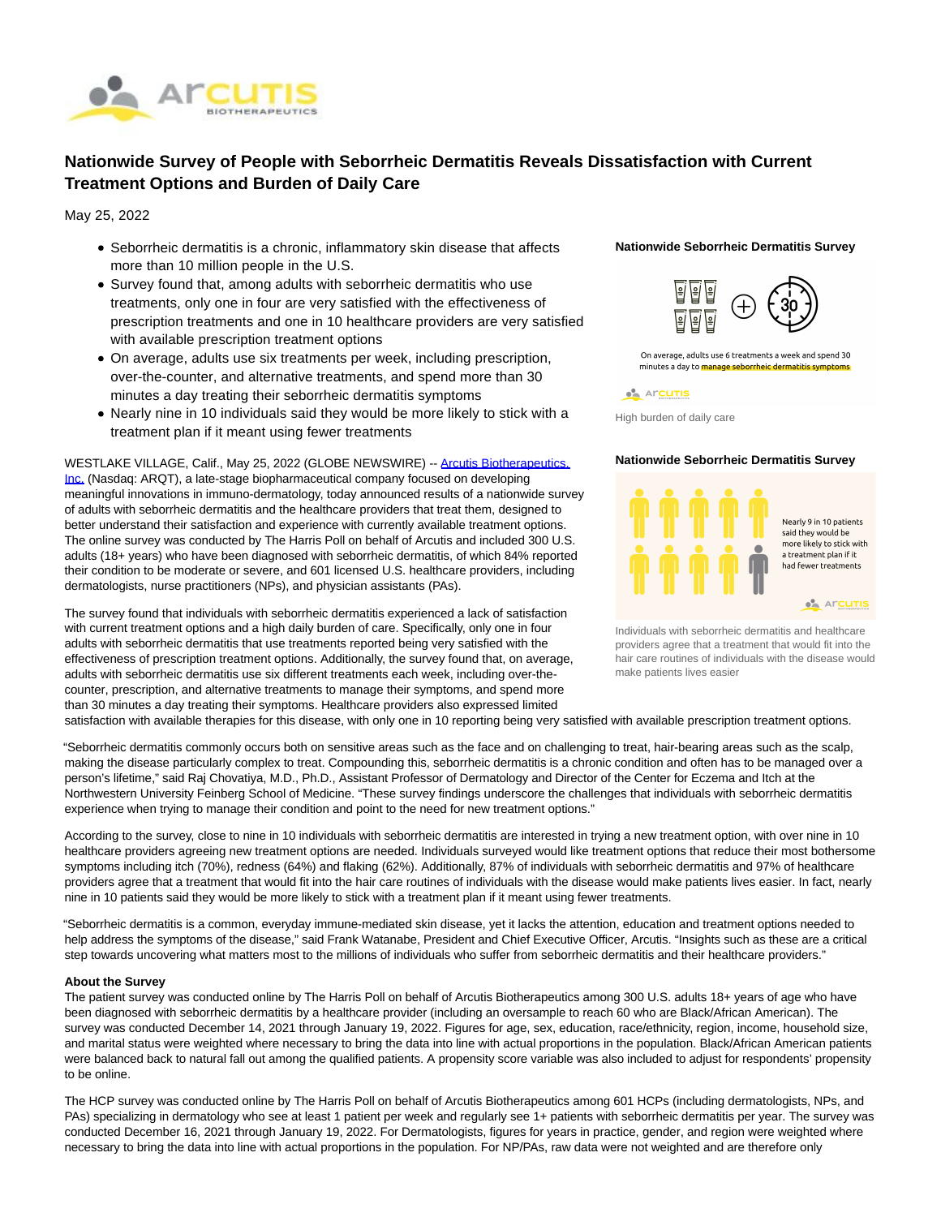# Nationwide Survey of People with Seborrheic Dermatitis Reveals Dissatisfaction with Current Treatment Options and Burden of Daily Care

May 25, 2022

- Seborrheic dermatitis is a chronic, inflammatory skin disease that affects more than 10 million people in the U.S.
- Survey found that, among adults with seborrheic dermatitis who use treatments, only one in four are very satisfied with the effectiveness of prescription treatments and one in 10 healthcare providers are very satisfied with available prescription treatment options
- On average, adults use six treatments per week, including prescription, over-the-counter, and alternative treatments, and spend more than 30 minutes a day treating their seborrheic dermatitis symptoms
- Nearly nine in 10 individuals said they would be more likely to stick with a treatment plan if it meant using fewer treatments

**Nationwide Seborrheic Dermatitis Survey**

On average, adults use 6 treatments a week and spend 30 minutes a day to manage seborrheic dermatitis symptoms

High burden of daily care

**Nationwide Seborrheic Dermatitis Survey**

Nearly 9 in 10 patients said they would be more likely to stick with a treatment plan if it had fewer treatments

Individuals with seborrheic dermatitis and healthcare providers agree that a treatment that would fit into the hair care routines of individuals with the disease would make patients lives easier

WESTLAKE VILLAGE, Calif., May 25, 2022 (GLOBE NEWSWIRE) -- Arcutis Biotherapeutics, Inc. (Nasdaq: ARQT), a late-stage biopharmaceutical company focused on developing meaningful innovations in immuno-dermatology, today announced results of a nationwide survey of adults with seborrheic dermatitis and the healthcare providers that treat them, designed to better understand their satisfaction and experience with currently available treatment options. The online survey was conducted by The Harris Poll on behalf of Arcutis and included 300 U.S. adults (18+ years) who have been diagnosed with seborrheic dermatitis, of which 84% reported their condition to be moderate or severe, and 601 licensed U.S. healthcare providers, including dermatologists, nurse practitioners (NPs), and physician assistants (PAs).

The survey found that individuals with seborrheic dermatitis experienced a lack of satisfaction with current treatment options and a high daily burden of care. Specifically, only one in four adults with seborrheic dermatitis that use treatments reported being very satisfied with the effectiveness of prescription treatment options. Additionally, the survey found that, on average, adults with seborrheic dermatitis use six different treatments each week, including over-the-counter, prescription, and alternative treatments to manage their symptoms, and spend more than 30 minutes a day treating their symptoms. Healthcare providers also expressed limited satisfaction with available therapies for this disease, with only one in 10 reporting being very satisfied with available prescription treatment options.

"Seborrheic dermatitis commonly occurs both on sensitive areas such as the face and on challenging to treat, hair-bearing areas such as the scalp, making the disease particularly complex to treat. Compounding this, seborrheic dermatitis is a chronic condition and often has to be managed over a person's lifetime," said Raj Chovatiya, M.D., Ph.D., Assistant Professor of Dermatology and Director of the Center for Eczema and Itch at the Northwestern University Feinberg School of Medicine. "These survey findings underscore the challenges that individuals with seborrheic dermatitis experience when trying to manage their condition and point to the need for new treatment options."

According to the survey, close to nine in 10 individuals with seborrheic dermatitis are interested in trying a new treatment option, with over nine in 10 healthcare providers agreeing new treatment options are needed. Individuals surveyed would like treatment options that reduce their most bothersome symptoms including itch (70%), redness (64%) and flaking (62%). Additionally, 87% of individuals with seborrheic dermatitis and 97% of healthcare providers agree that a treatment that would fit into the hair care routines of individuals with the disease would make patients lives easier. In fact, nearly nine in 10 patients said they would be more likely to stick with a treatment plan if it meant using fewer treatments.

"Seborrheic dermatitis is a common, everyday immune-mediated skin disease, yet it lacks the attention, education and treatment options needed to help address the symptoms of the disease," said Frank Watanabe, President and Chief Executive Officer, Arcutis. "Insights such as these are a critical step towards uncovering what matters most to the millions of individuals who suffer from seborrheic dermatitis and their healthcare providers."

**About the Survey**

The patient survey was conducted online by The Harris Poll on behalf of Arcutis Biotherapeutics among 300 U.S. adults 18+ years of age who have been diagnosed with seborrheic dermatitis by a healthcare provider (including an oversample to reach 60 who are Black/African American). The survey was conducted December 14, 2021 through January 19, 2022. Figures for age, sex, education, race/ethnicity, region, income, household size, and marital status were weighted where necessary to bring the data into line with actual proportions in the population. Black/African American patients were balanced back to natural fall out among the qualified patients. A propensity score variable was also included to adjust for respondents' propensity to be online.

The HCP survey was conducted online by The Harris Poll on behalf of Arcutis Biotherapeutics among 601 HCPs (including dermatologists, NPs, and PAs) specializing in dermatology who see at least 1 patient per week and regularly see 1+ patients with seborrheic dermatitis per year. The survey was conducted December 16, 2021 through January 19, 2022. For Dermatologists, figures for years in practice, gender, and region were weighted where necessary to bring the data into line with actual proportions in the population. For NP/PAs, raw data were not weighted and are therefore only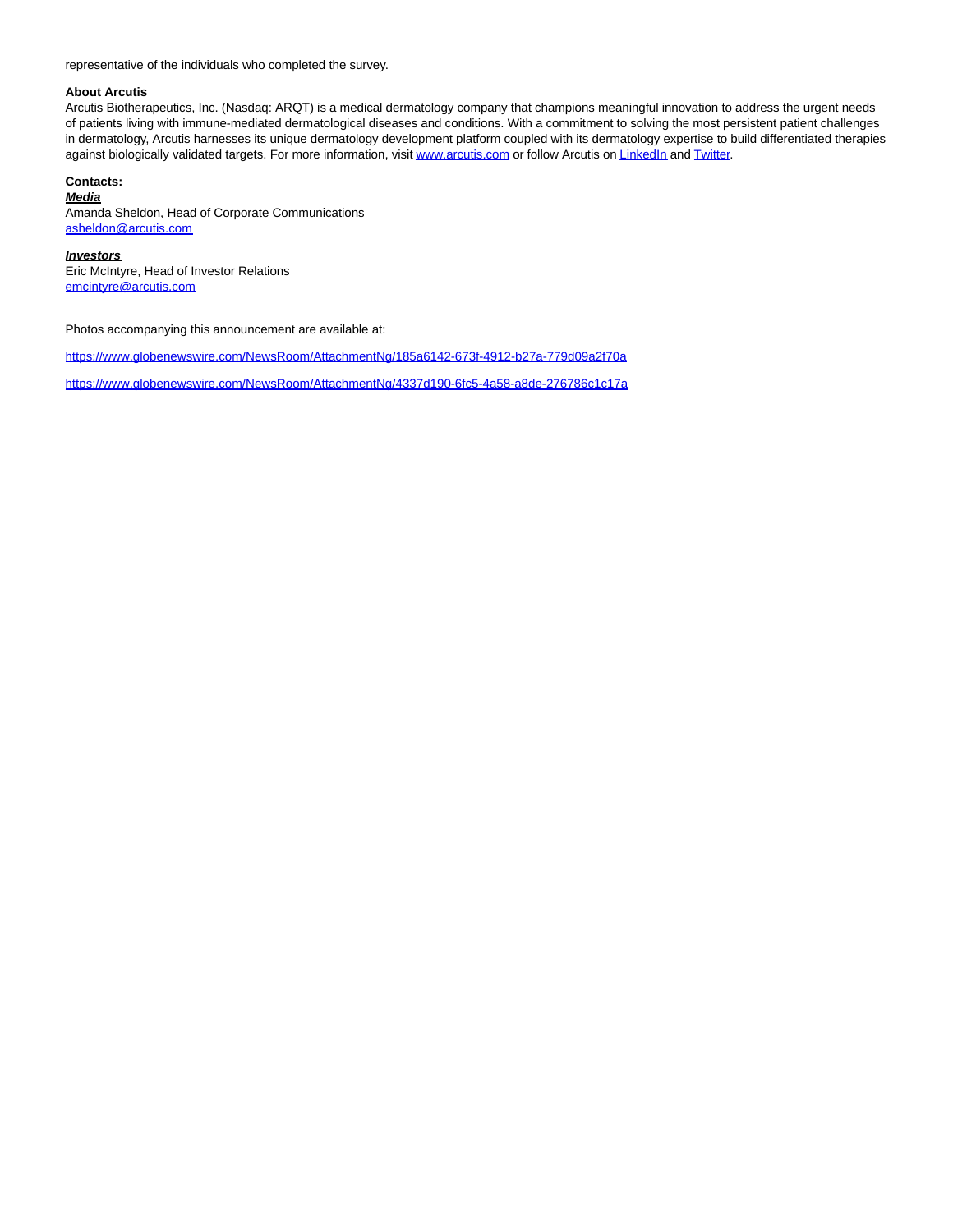representative of the individuals who completed the survey.

**About Arcutis**

Arcutis Biotherapeutics, Inc. (Nasdaq: ARQT) is a medical dermatology company that champions meaningful innovation to address the urgent needs of patients living with immune-mediated dermatological diseases and conditions. With a commitment to solving the most persistent patient challenges in dermatology, Arcutis harnesses its unique dermatology development platform coupled with its dermatology expertise to build differentiated therapies against biologically validated targets. For more information, visit [www.arcutis.com](http://www.arcutis.com) or follow Arcutis on LinkedIn and Twitter.

**Contacts:**

***Media***

Amanda Sheldon, Head of Corporate Communications
asheldon@arcutis.com

***Investors***

Eric McIntyre, Head of Investor Relations
emcintyre@arcutis.com

Photos accompanying this announcement are available at:

https://www.globenewswire.com/NewsRoom/AttachmentNg/185a6142-673f-4912-b27a-779d09a2f70a

https://www.globenewswire.com/NewsRoom/AttachmentNg/4337d190-6fc5-4a58-a8de-276786c1c17a